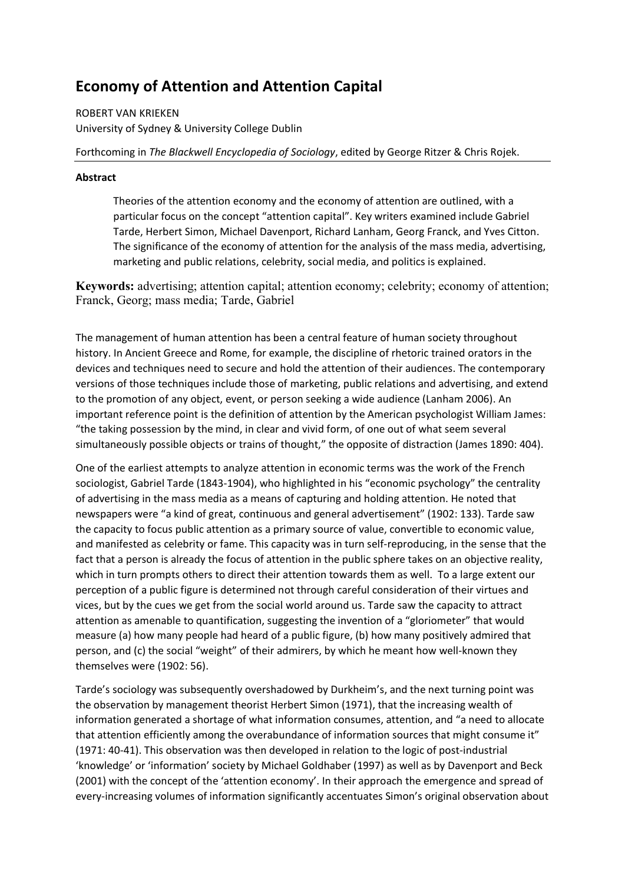# Economy of Attention and Attention Capital

ROBERT VAN KRIEKEN
University of Sydney & University College Dublin

Forthcoming in *The Blackwell Encyclopedia of Sociology*, edited by George Ritzer & Chris Rojek.

**Abstract**

> Theories of the attention economy and the economy of attention are outlined, with a particular focus on the concept "attention capital". Key writers examined include Gabriel Tarde, Herbert Simon, Michael Davenport, Richard Lanham, Georg Franck, and Yves Citton. The significance of the economy of attention for the analysis of the mass media, advertising, marketing and public relations, celebrity, social media, and politics is explained.

**Keywords:** advertising; attention capital; attention economy; celebrity; economy of attention; Franck, Georg; mass media; Tarde, Gabriel

The management of human attention has been a central feature of human society throughout history. In Ancient Greece and Rome, for example, the discipline of rhetoric trained orators in the devices and techniques need to secure and hold the attention of their audiences. The contemporary versions of those techniques include those of marketing, public relations and advertising, and extend to the promotion of any object, event, or person seeking a wide audience (Lanham 2006). An important reference point is the definition of attention by the American psychologist William James: "the taking possession by the mind, in clear and vivid form, of one out of what seem several simultaneously possible objects or trains of thought," the opposite of distraction (James 1890: 404).

One of the earliest attempts to analyze attention in economic terms was the work of the French sociologist, Gabriel Tarde (1843-1904), who highlighted in his "economic psychology" the centrality of advertising in the mass media as a means of capturing and holding attention. He noted that newspapers were "a kind of great, continuous and general advertisement" (1902: 133). Tarde saw the capacity to focus public attention as a primary source of value, convertible to economic value, and manifested as celebrity or fame. This capacity was in turn self-reproducing, in the sense that the fact that a person is already the focus of attention in the public sphere takes on an objective reality, which in turn prompts others to direct their attention towards them as well. To a large extent our perception of a public figure is determined not through careful consideration of their virtues and vices, but by the cues we get from the social world around us. Tarde saw the capacity to attract attention as amenable to quantification, suggesting the invention of a "gloriometer" that would measure (a) how many people had heard of a public figure, (b) how many positively admired that person, and (c) the social "weight" of their admirers, by which he meant how well-known they themselves were (1902: 56).

Tarde's sociology was subsequently overshadowed by Durkheim's, and the next turning point was the observation by management theorist Herbert Simon (1971), that the increasing wealth of information generated a shortage of what information consumes, attention, and "a need to allocate that attention efficiently among the overabundance of information sources that might consume it" (1971: 40-41). This observation was then developed in relation to the logic of post-industrial 'knowledge' or 'information' society by Michael Goldhaber (1997) as well as by Davenport and Beck (2001) with the concept of the 'attention economy'. In their approach the emergence and spread of every-increasing volumes of information significantly accentuates Simon's original observation about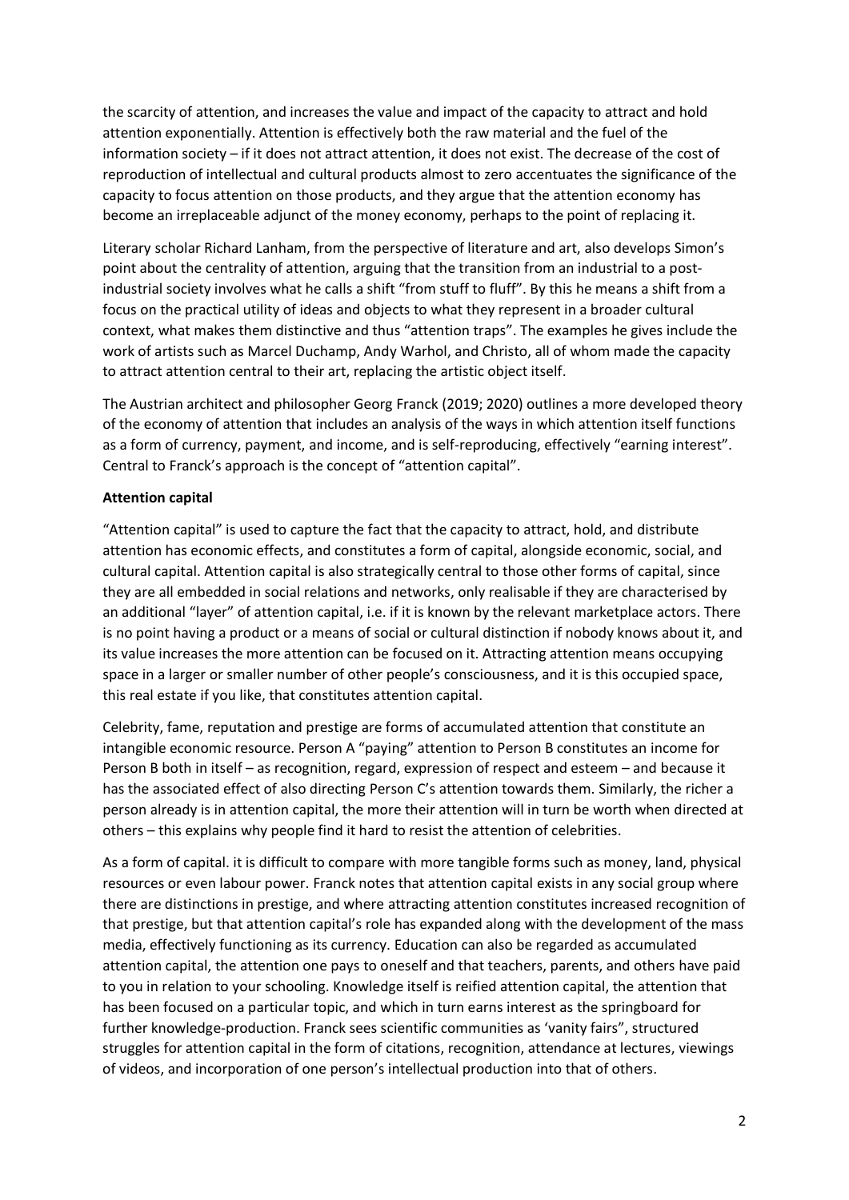the scarcity of attention, and increases the value and impact of the capacity to attract and hold attention exponentially. Attention is effectively both the raw material and the fuel of the information society – if it does not attract attention, it does not exist. The decrease of the cost of reproduction of intellectual and cultural products almost to zero accentuates the significance of the capacity to focus attention on those products, and they argue that the attention economy has become an irreplaceable adjunct of the money economy, perhaps to the point of replacing it.

Literary scholar Richard Lanham, from the perspective of literature and art, also develops Simon's point about the centrality of attention, arguing that the transition from an industrial to a post-industrial society involves what he calls a shift "from stuff to fluff". By this he means a shift from a focus on the practical utility of ideas and objects to what they represent in a broader cultural context, what makes them distinctive and thus "attention traps". The examples he gives include the work of artists such as Marcel Duchamp, Andy Warhol, and Christo, all of whom made the capacity to attract attention central to their art, replacing the artistic object itself.

The Austrian architect and philosopher Georg Franck (2019; 2020) outlines a more developed theory of the economy of attention that includes an analysis of the ways in which attention itself functions as a form of currency, payment, and income, and is self-reproducing, effectively "earning interest". Central to Franck's approach is the concept of "attention capital".

**Attention capital**

"Attention capital" is used to capture the fact that the capacity to attract, hold, and distribute attention has economic effects, and constitutes a form of capital, alongside economic, social, and cultural capital. Attention capital is also strategically central to those other forms of capital, since they are all embedded in social relations and networks, only realisable if they are characterised by an additional "layer" of attention capital, i.e. if it is known by the relevant marketplace actors. There is no point having a product or a means of social or cultural distinction if nobody knows about it, and its value increases the more attention can be focused on it. Attracting attention means occupying space in a larger or smaller number of other people's consciousness, and it is this occupied space, this real estate if you like, that constitutes attention capital.

Celebrity, fame, reputation and prestige are forms of accumulated attention that constitute an intangible economic resource. Person A "paying" attention to Person B constitutes an income for Person B both in itself – as recognition, regard, expression of respect and esteem – and because it has the associated effect of also directing Person C's attention towards them. Similarly, the richer a person already is in attention capital, the more their attention will in turn be worth when directed at others – this explains why people find it hard to resist the attention of celebrities.

As a form of capital. it is difficult to compare with more tangible forms such as money, land, physical resources or even labour power. Franck notes that attention capital exists in any social group where there are distinctions in prestige, and where attracting attention constitutes increased recognition of that prestige, but that attention capital's role has expanded along with the development of the mass media, effectively functioning as its currency. Education can also be regarded as accumulated attention capital, the attention one pays to oneself and that teachers, parents, and others have paid to you in relation to your schooling. Knowledge itself is reified attention capital, the attention that has been focused on a particular topic, and which in turn earns interest as the springboard for further knowledge-production. Franck sees scientific communities as 'vanity fairs", structured struggles for attention capital in the form of citations, recognition, attendance at lectures, viewings of videos, and incorporation of one person's intellectual production into that of others.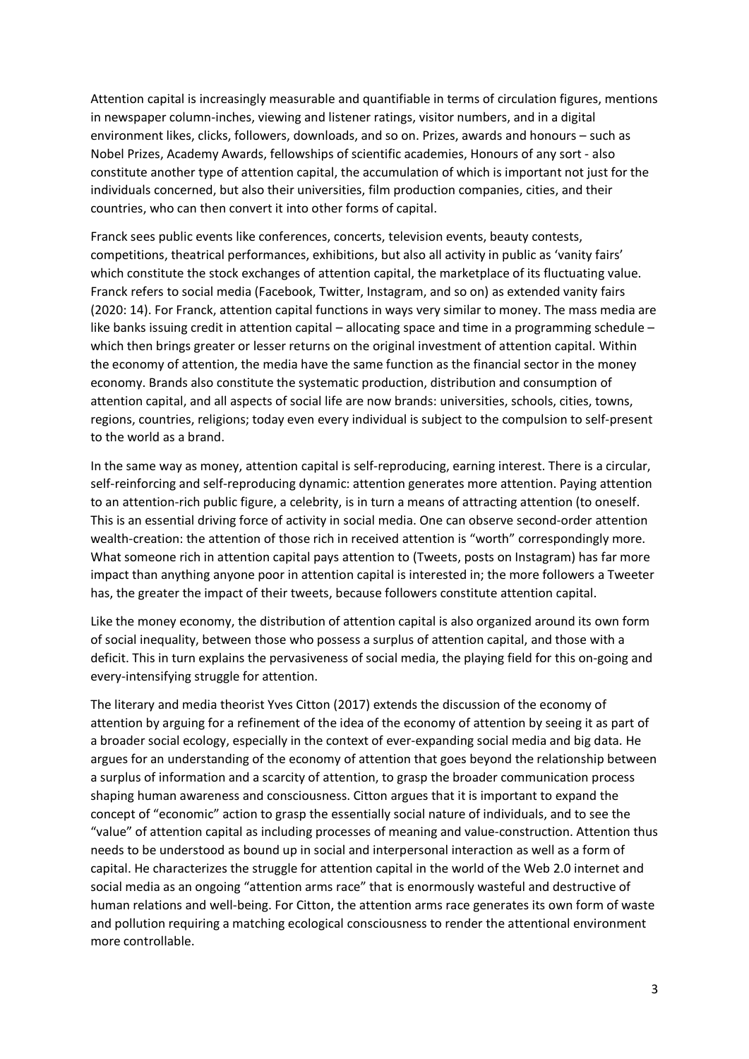Attention capital is increasingly measurable and quantifiable in terms of circulation figures, mentions in newspaper column-inches, viewing and listener ratings, visitor numbers, and in a digital environment likes, clicks, followers, downloads, and so on. Prizes, awards and honours – such as Nobel Prizes, Academy Awards, fellowships of scientific academies, Honours of any sort - also constitute another type of attention capital, the accumulation of which is important not just for the individuals concerned, but also their universities, film production companies, cities, and their countries, who can then convert it into other forms of capital.

Franck sees public events like conferences, concerts, television events, beauty contests, competitions, theatrical performances, exhibitions, but also all activity in public as 'vanity fairs' which constitute the stock exchanges of attention capital, the marketplace of its fluctuating value. Franck refers to social media (Facebook, Twitter, Instagram, and so on) as extended vanity fairs (2020: 14). For Franck, attention capital functions in ways very similar to money. The mass media are like banks issuing credit in attention capital – allocating space and time in a programming schedule – which then brings greater or lesser returns on the original investment of attention capital. Within the economy of attention, the media have the same function as the financial sector in the money economy. Brands also constitute the systematic production, distribution and consumption of attention capital, and all aspects of social life are now brands: universities, schools, cities, towns, regions, countries, religions; today even every individual is subject to the compulsion to self-present to the world as a brand.

In the same way as money, attention capital is self-reproducing, earning interest. There is a circular, self-reinforcing and self-reproducing dynamic: attention generates more attention. Paying attention to an attention-rich public figure, a celebrity, is in turn a means of attracting attention (to oneself. This is an essential driving force of activity in social media. One can observe second-order attention wealth-creation: the attention of those rich in received attention is "worth" correspondingly more. What someone rich in attention capital pays attention to (Tweets, posts on Instagram) has far more impact than anything anyone poor in attention capital is interested in; the more followers a Tweeter has, the greater the impact of their tweets, because followers constitute attention capital.

Like the money economy, the distribution of attention capital is also organized around its own form of social inequality, between those who possess a surplus of attention capital, and those with a deficit. This in turn explains the pervasiveness of social media, the playing field for this on-going and every-intensifying struggle for attention.

The literary and media theorist Yves Citton (2017) extends the discussion of the economy of attention by arguing for a refinement of the idea of the economy of attention by seeing it as part of a broader social ecology, especially in the context of ever-expanding social media and big data. He argues for an understanding of the economy of attention that goes beyond the relationship between a surplus of information and a scarcity of attention, to grasp the broader communication process shaping human awareness and consciousness. Citton argues that it is important to expand the concept of "economic" action to grasp the essentially social nature of individuals, and to see the "value" of attention capital as including processes of meaning and value-construction. Attention thus needs to be understood as bound up in social and interpersonal interaction as well as a form of capital. He characterizes the struggle for attention capital in the world of the Web 2.0 internet and social media as an ongoing "attention arms race" that is enormously wasteful and destructive of human relations and well-being. For Citton, the attention arms race generates its own form of waste and pollution requiring a matching ecological consciousness to render the attentional environment more controllable.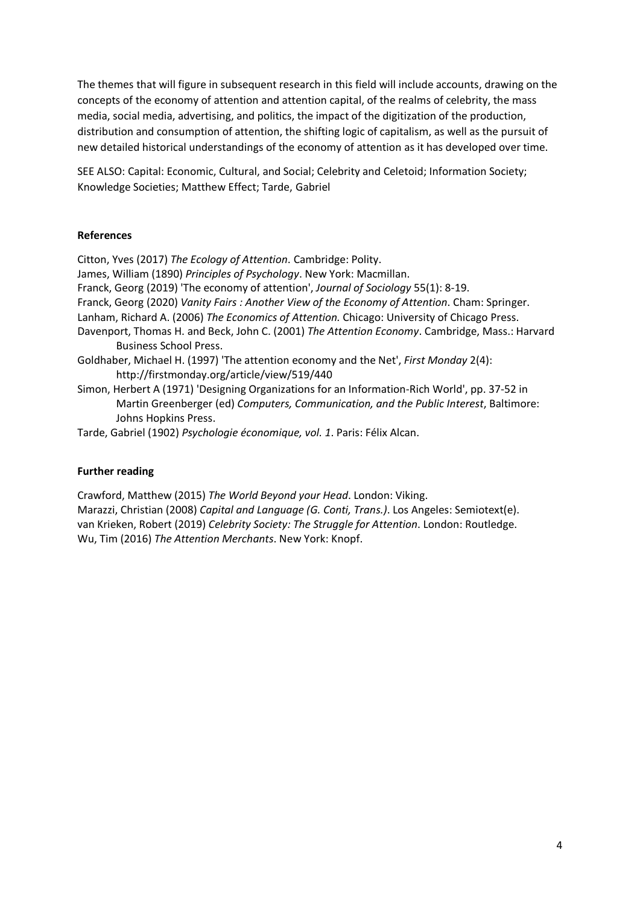The themes that will figure in subsequent research in this field will include accounts, drawing on the concepts of the economy of attention and attention capital, of the realms of celebrity, the mass media, social media, advertising, and politics, the impact of the digitization of the production, distribution and consumption of attention, the shifting logic of capitalism, as well as the pursuit of new detailed historical understandings of the economy of attention as it has developed over time.

SEE ALSO: Capital: Economic, Cultural, and Social; Celebrity and Celetoid; Information Society; Knowledge Societies; Matthew Effect; Tarde, Gabriel

## References

Citton, Yves (2017) *The Ecology of Attention*. Cambridge: Polity.

James, William (1890) *Principles of Psychology*. New York: Macmillan.

Franck, Georg (2019) 'The economy of attention', *Journal of Sociology* 55(1): 8-19.

Franck, Georg (2020) *Vanity Fairs : Another View of the Economy of Attention*. Cham: Springer.

Lanham, Richard A. (2006) *The Economics of Attention.* Chicago: University of Chicago Press.

Davenport, Thomas H. and Beck, John C. (2001) *The Attention Economy*. Cambridge, Mass.: Harvard Business School Press.

Goldhaber, Michael H. (1997) 'The attention economy and the Net', *First Monday* 2(4): http://firstmonday.org/article/view/519/440

Simon, Herbert A (1971) 'Designing Organizations for an Information-Rich World', pp. 37-52 in Martin Greenberger (ed) *Computers, Communication, and the Public Interest*, Baltimore: Johns Hopkins Press.

Tarde, Gabriel (1902) *Psychologie économique, vol. 1*. Paris: Félix Alcan.

## Further reading

Crawford, Matthew (2015) *The World Beyond your Head*. London: Viking.

Marazzi, Christian (2008) *Capital and Language (G. Conti, Trans.)*. Los Angeles: Semiotext(e).

van Krieken, Robert (2019) *Celebrity Society: The Struggle for Attention*. London: Routledge.

Wu, Tim (2016) *The Attention Merchants*. New York: Knopf.